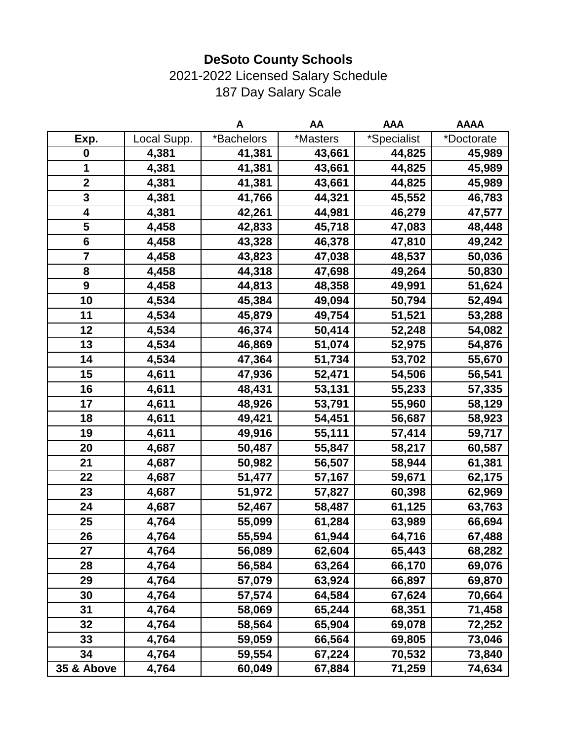# DeSoto County Schools

2021-2022 Licensed Salary Schedule

187 Day Salary Scale

| | | A | AA | AAA | AAAA |
|---|---|---|---|---|---|
| **Exp.** | Local Supp. | *Bachelors | *Masters | *Specialist | *Doctorate |
| **0** | **4,381** | **41,381** | **43,661** | **44,825** | **45,989** |
| **1** | **4,381** | **41,381** | **43,661** | **44,825** | **45,989** |
| **2** | **4,381** | **41,381** | **43,661** | **44,825** | **45,989** |
| **3** | **4,381** | **41,766** | **44,321** | **45,552** | **46,783** |
| **4** | **4,381** | **42,261** | **44,981** | **46,279** | **47,577** |
| **5** | **4,458** | **42,833** | **45,718** | **47,083** | **48,448** |
| **6** | **4,458** | **43,328** | **46,378** | **47,810** | **49,242** |
| **7** | **4,458** | **43,823** | **47,038** | **48,537** | **50,036** |
| **8** | **4,458** | **44,318** | **47,698** | **49,264** | **50,830** |
| **9** | **4,458** | **44,813** | **48,358** | **49,991** | **51,624** |
| **10** | **4,534** | **45,384** | **49,094** | **50,794** | **52,494** |
| **11** | **4,534** | **45,879** | **49,754** | **51,521** | **53,288** |
| **12** | **4,534** | **46,374** | **50,414** | **52,248** | **54,082** |
| **13** | **4,534** | **46,869** | **51,074** | **52,975** | **54,876** |
| **14** | **4,534** | **47,364** | **51,734** | **53,702** | **55,670** |
| **15** | **4,611** | **47,936** | **52,471** | **54,506** | **56,541** |
| **16** | **4,611** | **48,431** | **53,131** | **55,233** | **57,335** |
| **17** | **4,611** | **48,926** | **53,791** | **55,960** | **58,129** |
| **18** | **4,611** | **49,421** | **54,451** | **56,687** | **58,923** |
| **19** | **4,611** | **49,916** | **55,111** | **57,414** | **59,717** |
| **20** | **4,687** | **50,487** | **55,847** | **58,217** | **60,587** |
| **21** | **4,687** | **50,982** | **56,507** | **58,944** | **61,381** |
| **22** | **4,687** | **51,477** | **57,167** | **59,671** | **62,175** |
| **23** | **4,687** | **51,972** | **57,827** | **60,398** | **62,969** |
| **24** | **4,687** | **52,467** | **58,487** | **61,125** | **63,763** |
| **25** | **4,764** | **55,099** | **61,284** | **63,989** | **66,694** |
| **26** | **4,764** | **55,594** | **61,944** | **64,716** | **67,488** |
| **27** | **4,764** | **56,089** | **62,604** | **65,443** | **68,282** |
| **28** | **4,764** | **56,584** | **63,264** | **66,170** | **69,076** |
| **29** | **4,764** | **57,079** | **63,924** | **66,897** | **69,870** |
| **30** | **4,764** | **57,574** | **64,584** | **67,624** | **70,664** |
| **31** | **4,764** | **58,069** | **65,244** | **68,351** | **71,458** |
| **32** | **4,764** | **58,564** | **65,904** | **69,078** | **72,252** |
| **33** | **4,764** | **59,059** | **66,564** | **69,805** | **73,046** |
| **34** | **4,764** | **59,554** | **67,224** | **70,532** | **73,840** |
| **35 & Above** | **4,764** | **60,049** | **67,884** | **71,259** | **74,634** |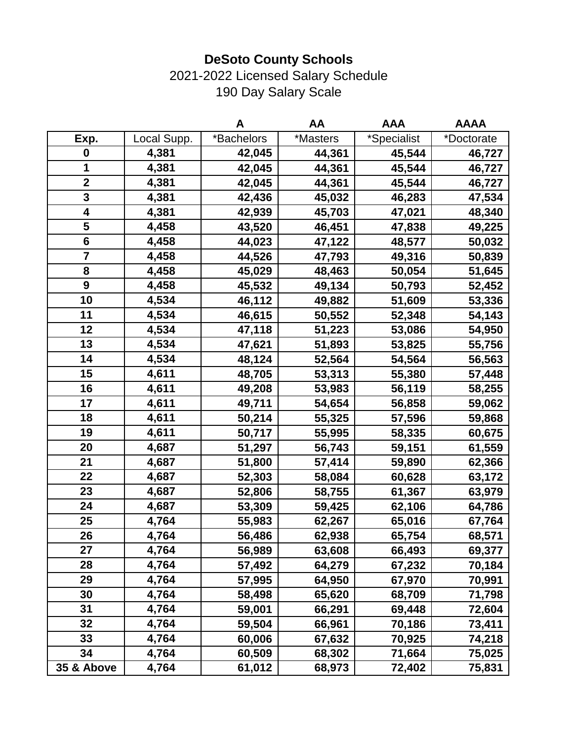# DeSoto County Schools

2021-2022 Licensed Salary Schedule

190 Day Salary Scale

| | | A | AA | AAA | AAAA |
|---|---|---|---|---|---|
| **Exp.** | Local Supp. | *Bachelors | *Masters | *Specialist | *Doctorate |
| **0** | **4,381** | **42,045** | **44,361** | **45,544** | **46,727** |
| **1** | **4,381** | **42,045** | **44,361** | **45,544** | **46,727** |
| **2** | **4,381** | **42,045** | **44,361** | **45,544** | **46,727** |
| **3** | **4,381** | **42,436** | **45,032** | **46,283** | **47,534** |
| **4** | **4,381** | **42,939** | **45,703** | **47,021** | **48,340** |
| **5** | **4,458** | **43,520** | **46,451** | **47,838** | **49,225** |
| **6** | **4,458** | **44,023** | **47,122** | **48,577** | **50,032** |
| **7** | **4,458** | **44,526** | **47,793** | **49,316** | **50,839** |
| **8** | **4,458** | **45,029** | **48,463** | **50,054** | **51,645** |
| **9** | **4,458** | **45,532** | **49,134** | **50,793** | **52,452** |
| **10** | **4,534** | **46,112** | **49,882** | **51,609** | **53,336** |
| **11** | **4,534** | **46,615** | **50,552** | **52,348** | **54,143** |
| **12** | **4,534** | **47,118** | **51,223** | **53,086** | **54,950** |
| **13** | **4,534** | **47,621** | **51,893** | **53,825** | **55,756** |
| **14** | **4,534** | **48,124** | **52,564** | **54,564** | **56,563** |
| **15** | **4,611** | **48,705** | **53,313** | **55,380** | **57,448** |
| **16** | **4,611** | **49,208** | **53,983** | **56,119** | **58,255** |
| **17** | **4,611** | **49,711** | **54,654** | **56,858** | **59,062** |
| **18** | **4,611** | **50,214** | **55,325** | **57,596** | **59,868** |
| **19** | **4,611** | **50,717** | **55,995** | **58,335** | **60,675** |
| **20** | **4,687** | **51,297** | **56,743** | **59,151** | **61,559** |
| **21** | **4,687** | **51,800** | **57,414** | **59,890** | **62,366** |
| **22** | **4,687** | **52,303** | **58,084** | **60,628** | **63,172** |
| **23** | **4,687** | **52,806** | **58,755** | **61,367** | **63,979** |
| **24** | **4,687** | **53,309** | **59,425** | **62,106** | **64,786** |
| **25** | **4,764** | **55,983** | **62,267** | **65,016** | **67,764** |
| **26** | **4,764** | **56,486** | **62,938** | **65,754** | **68,571** |
| **27** | **4,764** | **56,989** | **63,608** | **66,493** | **69,377** |
| **28** | **4,764** | **57,492** | **64,279** | **67,232** | **70,184** |
| **29** | **4,764** | **57,995** | **64,950** | **67,970** | **70,991** |
| **30** | **4,764** | **58,498** | **65,620** | **68,709** | **71,798** |
| **31** | **4,764** | **59,001** | **66,291** | **69,448** | **72,604** |
| **32** | **4,764** | **59,504** | **66,961** | **70,186** | **73,411** |
| **33** | **4,764** | **60,006** | **67,632** | **70,925** | **74,218** |
| **34** | **4,764** | **60,509** | **68,302** | **71,664** | **75,025** |
| **35 & Above** | **4,764** | **61,012** | **68,973** | **72,402** | **75,831** |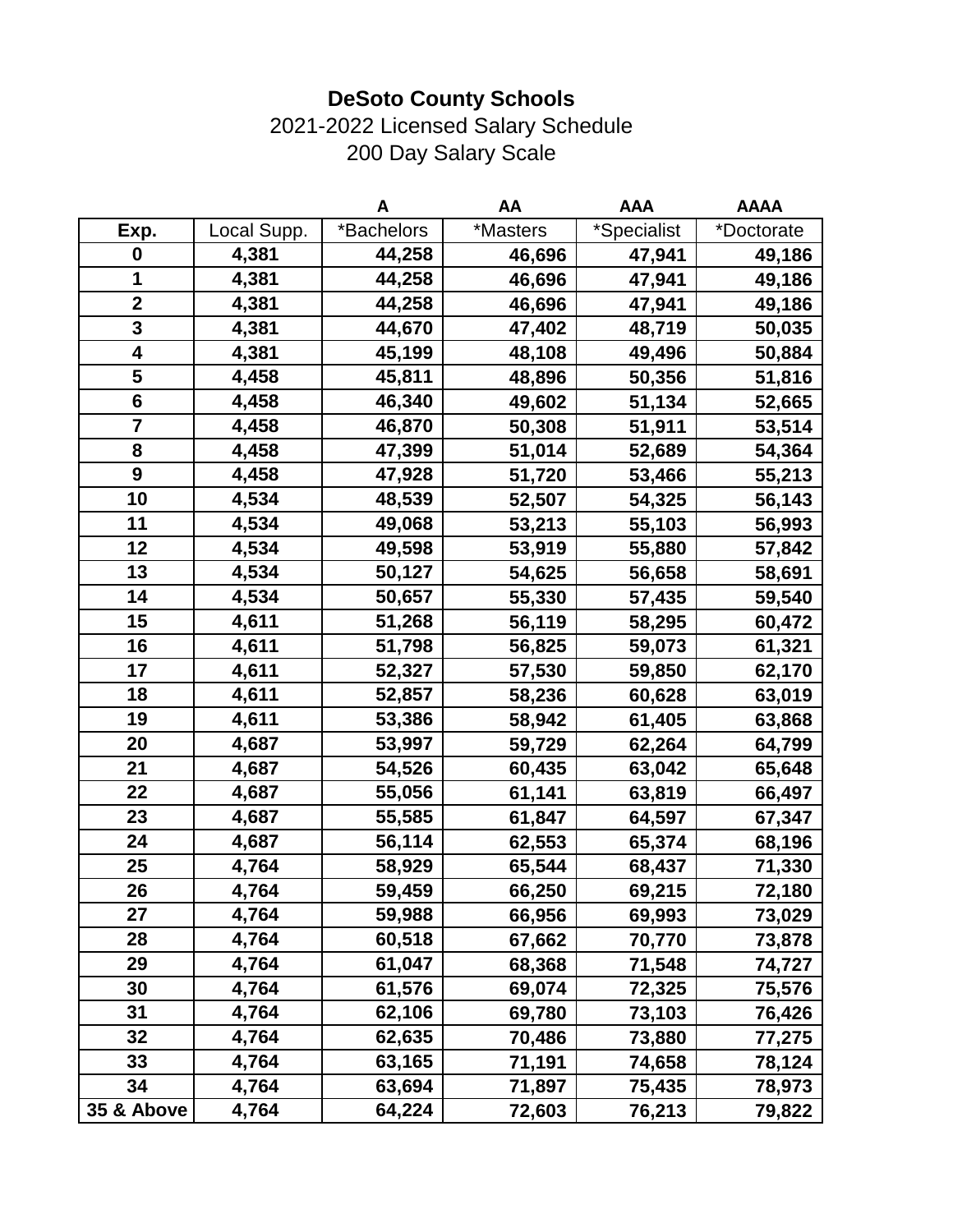**DeSoto County Schools**

2021-2022 Licensed Salary Schedule

200 Day Salary Scale

| | | A | AA | AAA | AAAA |
|---|---|---|---|---|---|
| **Exp.** | Local Supp. | *Bachelors | *Masters | *Specialist | *Doctorate |
| **0** | **4,381** | **44,258** | **46,696** | **47,941** | **49,186** |
| **1** | **4,381** | **44,258** | **46,696** | **47,941** | **49,186** |
| **2** | **4,381** | **44,258** | **46,696** | **47,941** | **49,186** |
| **3** | **4,381** | **44,670** | **47,402** | **48,719** | **50,035** |
| **4** | **4,381** | **45,199** | **48,108** | **49,496** | **50,884** |
| **5** | **4,458** | **45,811** | **48,896** | **50,356** | **51,816** |
| **6** | **4,458** | **46,340** | **49,602** | **51,134** | **52,665** |
| **7** | **4,458** | **46,870** | **50,308** | **51,911** | **53,514** |
| **8** | **4,458** | **47,399** | **51,014** | **52,689** | **54,364** |
| **9** | **4,458** | **47,928** | **51,720** | **53,466** | **55,213** |
| **10** | **4,534** | **48,539** | **52,507** | **54,325** | **56,143** |
| **11** | **4,534** | **49,068** | **53,213** | **55,103** | **56,993** |
| **12** | **4,534** | **49,598** | **53,919** | **55,880** | **57,842** |
| **13** | **4,534** | **50,127** | **54,625** | **56,658** | **58,691** |
| **14** | **4,534** | **50,657** | **55,330** | **57,435** | **59,540** |
| **15** | **4,611** | **51,268** | **56,119** | **58,295** | **60,472** |
| **16** | **4,611** | **51,798** | **56,825** | **59,073** | **61,321** |
| **17** | **4,611** | **52,327** | **57,530** | **59,850** | **62,170** |
| **18** | **4,611** | **52,857** | **58,236** | **60,628** | **63,019** |
| **19** | **4,611** | **53,386** | **58,942** | **61,405** | **63,868** |
| **20** | **4,687** | **53,997** | **59,729** | **62,264** | **64,799** |
| **21** | **4,687** | **54,526** | **60,435** | **63,042** | **65,648** |
| **22** | **4,687** | **55,056** | **61,141** | **63,819** | **66,497** |
| **23** | **4,687** | **55,585** | **61,847** | **64,597** | **67,347** |
| **24** | **4,687** | **56,114** | **62,553** | **65,374** | **68,196** |
| **25** | **4,764** | **58,929** | **65,544** | **68,437** | **71,330** |
| **26** | **4,764** | **59,459** | **66,250** | **69,215** | **72,180** |
| **27** | **4,764** | **59,988** | **66,956** | **69,993** | **73,029** |
| **28** | **4,764** | **60,518** | **67,662** | **70,770** | **73,878** |
| **29** | **4,764** | **61,047** | **68,368** | **71,548** | **74,727** |
| **30** | **4,764** | **61,576** | **69,074** | **72,325** | **75,576** |
| **31** | **4,764** | **62,106** | **69,780** | **73,103** | **76,426** |
| **32** | **4,764** | **62,635** | **70,486** | **73,880** | **77,275** |
| **33** | **4,764** | **63,165** | **71,191** | **74,658** | **78,124** |
| **34** | **4,764** | **63,694** | **71,897** | **75,435** | **78,973** |
| **35 & Above** | **4,764** | **64,224** | **72,603** | **76,213** | **79,822** |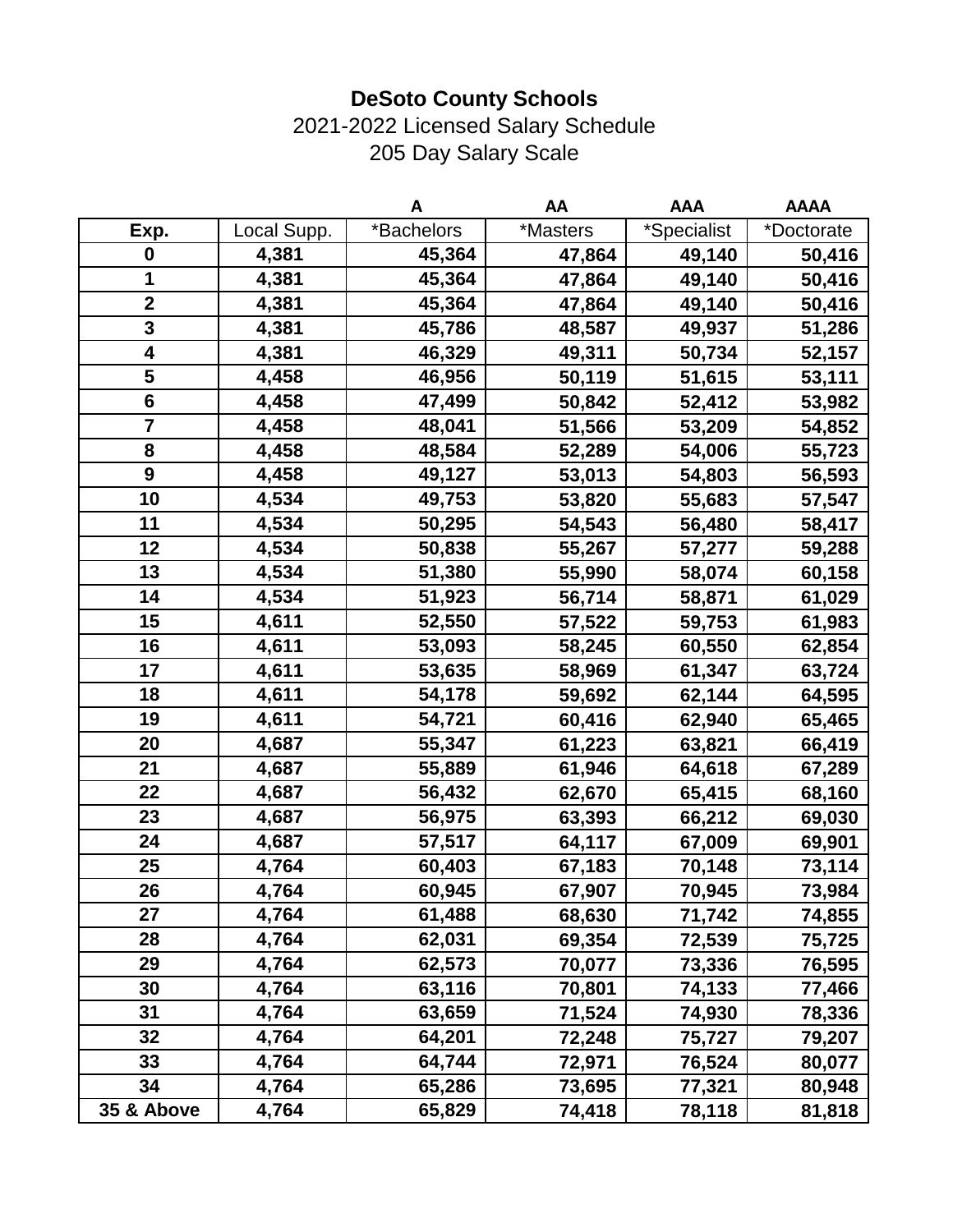**DeSoto County Schools**

2021-2022 Licensed Salary Schedule

205 Day Salary Scale

| | | A | AA | AAA | AAAA |
|---|---|---|---|---|---|
| Exp. | Local Supp. | *Bachelors | *Masters | *Specialist | *Doctorate |
| 0 | 4,381 | 45,364 | 47,864 | 49,140 | 50,416 |
| 1 | 4,381 | 45,364 | 47,864 | 49,140 | 50,416 |
| 2 | 4,381 | 45,364 | 47,864 | 49,140 | 50,416 |
| 3 | 4,381 | 45,786 | 48,587 | 49,937 | 51,286 |
| 4 | 4,381 | 46,329 | 49,311 | 50,734 | 52,157 |
| 5 | 4,458 | 46,956 | 50,119 | 51,615 | 53,111 |
| 6 | 4,458 | 47,499 | 50,842 | 52,412 | 53,982 |
| 7 | 4,458 | 48,041 | 51,566 | 53,209 | 54,852 |
| 8 | 4,458 | 48,584 | 52,289 | 54,006 | 55,723 |
| 9 | 4,458 | 49,127 | 53,013 | 54,803 | 56,593 |
| 10 | 4,534 | 49,753 | 53,820 | 55,683 | 57,547 |
| 11 | 4,534 | 50,295 | 54,543 | 56,480 | 58,417 |
| 12 | 4,534 | 50,838 | 55,267 | 57,277 | 59,288 |
| 13 | 4,534 | 51,380 | 55,990 | 58,074 | 60,158 |
| 14 | 4,534 | 51,923 | 56,714 | 58,871 | 61,029 |
| 15 | 4,611 | 52,550 | 57,522 | 59,753 | 61,983 |
| 16 | 4,611 | 53,093 | 58,245 | 60,550 | 62,854 |
| 17 | 4,611 | 53,635 | 58,969 | 61,347 | 63,724 |
| 18 | 4,611 | 54,178 | 59,692 | 62,144 | 64,595 |
| 19 | 4,611 | 54,721 | 60,416 | 62,940 | 65,465 |
| 20 | 4,687 | 55,347 | 61,223 | 63,821 | 66,419 |
| 21 | 4,687 | 55,889 | 61,946 | 64,618 | 67,289 |
| 22 | 4,687 | 56,432 | 62,670 | 65,415 | 68,160 |
| 23 | 4,687 | 56,975 | 63,393 | 66,212 | 69,030 |
| 24 | 4,687 | 57,517 | 64,117 | 67,009 | 69,901 |
| 25 | 4,764 | 60,403 | 67,183 | 70,148 | 73,114 |
| 26 | 4,764 | 60,945 | 67,907 | 70,945 | 73,984 |
| 27 | 4,764 | 61,488 | 68,630 | 71,742 | 74,855 |
| 28 | 4,764 | 62,031 | 69,354 | 72,539 | 75,725 |
| 29 | 4,764 | 62,573 | 70,077 | 73,336 | 76,595 |
| 30 | 4,764 | 63,116 | 70,801 | 74,133 | 77,466 |
| 31 | 4,764 | 63,659 | 71,524 | 74,930 | 78,336 |
| 32 | 4,764 | 64,201 | 72,248 | 75,727 | 79,207 |
| 33 | 4,764 | 64,744 | 72,971 | 76,524 | 80,077 |
| 34 | 4,764 | 65,286 | 73,695 | 77,321 | 80,948 |
| 35 & Above | 4,764 | 65,829 | 74,418 | 78,118 | 81,818 |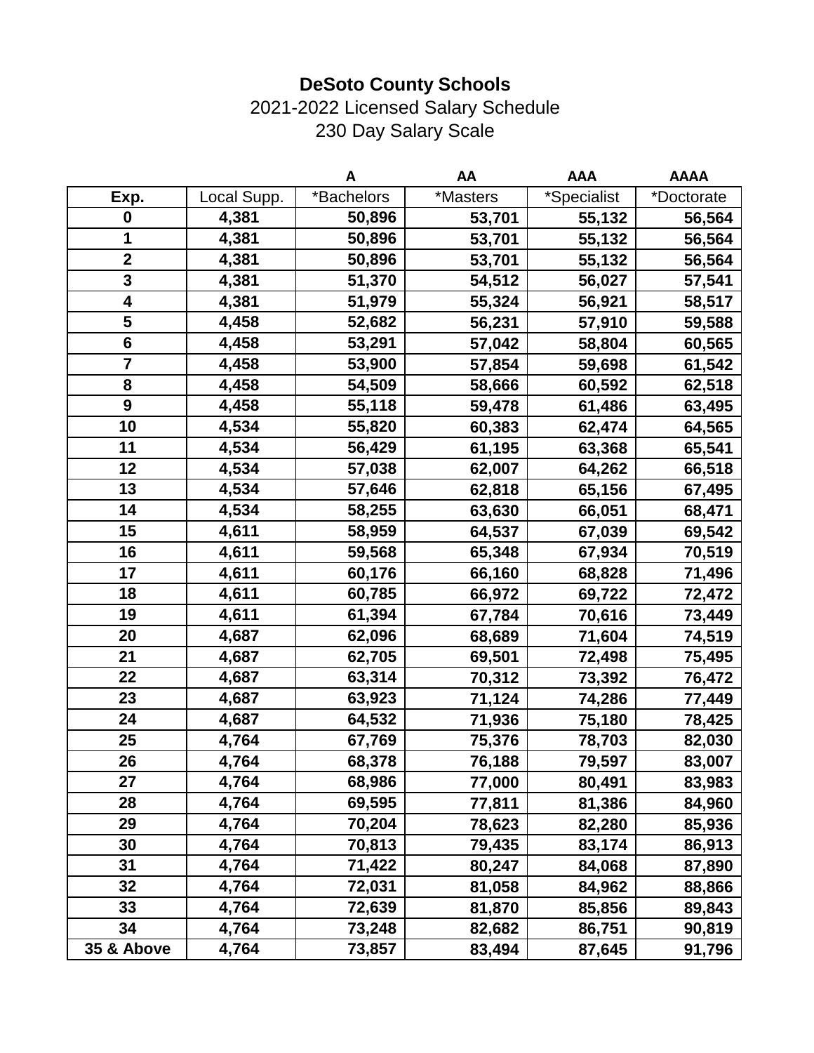**DeSoto County Schools**

2021-2022 Licensed Salary Schedule

230 Day Salary Scale

| | | A | AA | AAA | AAAA |
|---|---|---|---|---|---|
| **Exp.** | Local Supp. | *Bachelors | *Masters | *Specialist | *Doctorate |
| **0** | **4,381** | **50,896** | **53,701** | **55,132** | **56,564** |
| **1** | **4,381** | **50,896** | **53,701** | **55,132** | **56,564** |
| **2** | **4,381** | **50,896** | **53,701** | **55,132** | **56,564** |
| **3** | **4,381** | **51,370** | **54,512** | **56,027** | **57,541** |
| **4** | **4,381** | **51,979** | **55,324** | **56,921** | **58,517** |
| **5** | **4,458** | **52,682** | **56,231** | **57,910** | **59,588** |
| **6** | **4,458** | **53,291** | **57,042** | **58,804** | **60,565** |
| **7** | **4,458** | **53,900** | **57,854** | **59,698** | **61,542** |
| **8** | **4,458** | **54,509** | **58,666** | **60,592** | **62,518** |
| **9** | **4,458** | **55,118** | **59,478** | **61,486** | **63,495** |
| **10** | **4,534** | **55,820** | **60,383** | **62,474** | **64,565** |
| **11** | **4,534** | **56,429** | **61,195** | **63,368** | **65,541** |
| **12** | **4,534** | **57,038** | **62,007** | **64,262** | **66,518** |
| **13** | **4,534** | **57,646** | **62,818** | **65,156** | **67,495** |
| **14** | **4,534** | **58,255** | **63,630** | **66,051** | **68,471** |
| **15** | **4,611** | **58,959** | **64,537** | **67,039** | **69,542** |
| **16** | **4,611** | **59,568** | **65,348** | **67,934** | **70,519** |
| **17** | **4,611** | **60,176** | **66,160** | **68,828** | **71,496** |
| **18** | **4,611** | **60,785** | **66,972** | **69,722** | **72,472** |
| **19** | **4,611** | **61,394** | **67,784** | **70,616** | **73,449** |
| **20** | **4,687** | **62,096** | **68,689** | **71,604** | **74,519** |
| **21** | **4,687** | **62,705** | **69,501** | **72,498** | **75,495** |
| **22** | **4,687** | **63,314** | **70,312** | **73,392** | **76,472** |
| **23** | **4,687** | **63,923** | **71,124** | **74,286** | **77,449** |
| **24** | **4,687** | **64,532** | **71,936** | **75,180** | **78,425** |
| **25** | **4,764** | **67,769** | **75,376** | **78,703** | **82,030** |
| **26** | **4,764** | **68,378** | **76,188** | **79,597** | **83,007** |
| **27** | **4,764** | **68,986** | **77,000** | **80,491** | **83,983** |
| **28** | **4,764** | **69,595** | **77,811** | **81,386** | **84,960** |
| **29** | **4,764** | **70,204** | **78,623** | **82,280** | **85,936** |
| **30** | **4,764** | **70,813** | **79,435** | **83,174** | **86,913** |
| **31** | **4,764** | **71,422** | **80,247** | **84,068** | **87,890** |
| **32** | **4,764** | **72,031** | **81,058** | **84,962** | **88,866** |
| **33** | **4,764** | **72,639** | **81,870** | **85,856** | **89,843** |
| **34** | **4,764** | **73,248** | **82,682** | **86,751** | **90,819** |
| **35 & Above** | **4,764** | **73,857** | **83,494** | **87,645** | **91,796** |